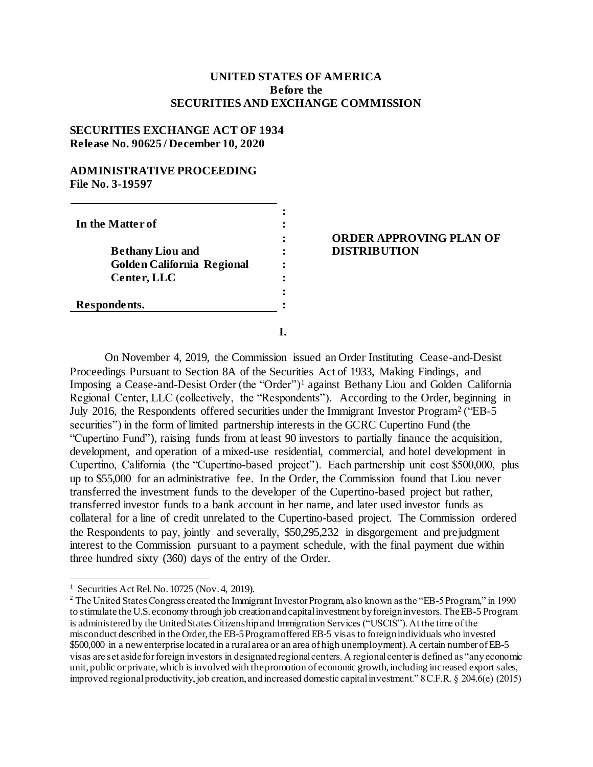**UNITED STATES OF AMERICA**
**Before the**
**SECURITIES AND EXCHANGE COMMISSION**

**SECURITIES EXCHANGE ACT OF 1934**
**Release No. 90625 / December 10, 2020**

**ADMINISTRATIVE PROCEEDING**
**File No. 3-19597**

**In the Matter of**

**Bethany Liou and Golden California Regional Center, LLC**

**Respondents.**

**ORDER APPROVING PLAN OF DISTRIBUTION**

**I.**

On November 4, 2019, the Commission issued an Order Instituting Cease-and-Desist Proceedings Pursuant to Section 8A of the Securities Act of 1933, Making Findings, and Imposing a Cease-and-Desist Order (the "Order")[1] against Bethany Liou and Golden California Regional Center, LLC (collectively, the "Respondents"). According to the Order, beginning in July 2016, the Respondents offered securities under the Immigrant Investor Program[2] ("EB-5 securities") in the form of limited partnership interests in the GCRC Cupertino Fund (the "Cupertino Fund"), raising funds from at least 90 investors to partially finance the acquisition, development, and operation of a mixed-use residential, commercial, and hotel development in Cupertino, California (the "Cupertino-based project"). Each partnership unit cost $500,000, plus up to $55,000 for an administrative fee. In the Order, the Commission found that Liou never transferred the investment funds to the developer of the Cupertino-based project but rather, transferred investor funds to a bank account in her name, and later used investor funds as collateral for a line of credit unrelated to the Cupertino-based project. The Commission ordered the Respondents to pay, jointly and severally, $50,295,232 in disgorgement and prejudgment interest to the Commission pursuant to a payment schedule, with the final payment due within three hundred sixty (360) days of the entry of the Order.

---

[1] Securities Act Rel. No. 10725 (Nov. 4, 2019).

[2] The United States Congress created the Immigrant Investor Program, also known as the "EB-5 Program," in 1990 to stimulate the U.S. economy through job creation and capital investment by foreign investors. The EB-5 Program is administered by the United States Citizenship and Immigration Services ("USCIS"). At the time of the misconduct described in the Order, the EB-5 Program offered EB-5 visas to foreign individuals who invested $500,000 in a new enterprise located in a rural area or an area of high unemployment). A certain number of EB-5 visas are set aside for foreign investors in designated regional centers. A regional center is defined as "any economic unit, public or private, which is involved with the promotion of economic growth, including increased export sales, improved regional productivity, job creation, and increased domestic capital investment." 8 C.F.R. § 204.6(e) (2015)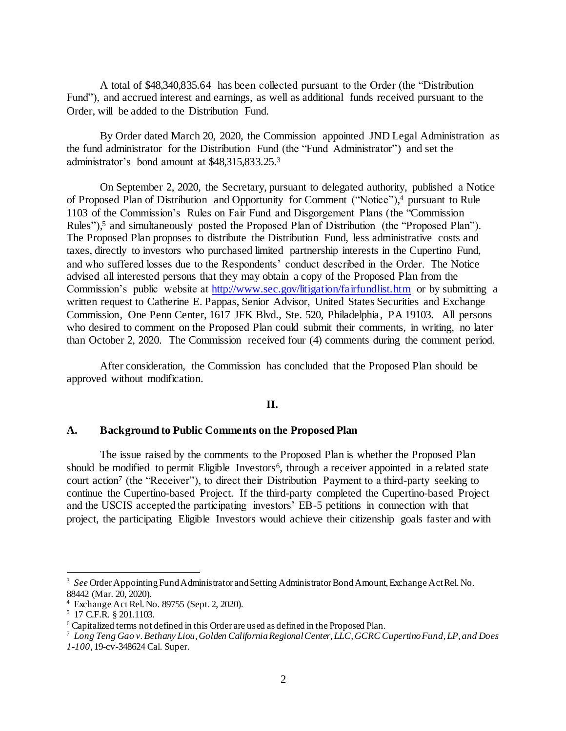A total of $48,340,835.64 has been collected pursuant to the Order (the "Distribution Fund"), and accrued interest and earnings, as well as additional funds received pursuant to the Order, will be added to the Distribution Fund.

By Order dated March 20, 2020, the Commission appointed JND Legal Administration as the fund administrator for the Distribution Fund (the "Fund Administrator") and set the administrator's bond amount at $48,315,833.25.[3]

On September 2, 2020, the Secretary, pursuant to delegated authority, published a Notice of Proposed Plan of Distribution and Opportunity for Comment ("Notice"),[4] pursuant to Rule 1103 of the Commission's Rules on Fair Fund and Disgorgement Plans (the "Commission Rules"),[5] and simultaneously posted the Proposed Plan of Distribution (the "Proposed Plan"). The Proposed Plan proposes to distribute the Distribution Fund, less administrative costs and taxes, directly to investors who purchased limited partnership interests in the Cupertino Fund, and who suffered losses due to the Respondents' conduct described in the Order. The Notice advised all interested persons that they may obtain a copy of the Proposed Plan from the Commission's public website at http://www.sec.gov/litigation/fairfundlist.htm or by submitting a written request to Catherine E. Pappas, Senior Advisor, United States Securities and Exchange Commission, One Penn Center, 1617 JFK Blvd., Ste. 520, Philadelphia, PA 19103. All persons who desired to comment on the Proposed Plan could submit their comments, in writing, no later than October 2, 2020. The Commission received four (4) comments during the comment period.

After consideration, the Commission has concluded that the Proposed Plan should be approved without modification.

## II.

### A. Background to Public Comments on the Proposed Plan

The issue raised by the comments to the Proposed Plan is whether the Proposed Plan should be modified to permit Eligible Investors[6], through a receiver appointed in a related state court action[7] (the "Receiver"), to direct their Distribution Payment to a third-party seeking to continue the Cupertino-based Project. If the third-party completed the Cupertino-based Project and the USCIS accepted the participating investors' EB-5 petitions in connection with that project, the participating Eligible Investors would achieve their citizenship goals faster and with

---

[3] *See* Order Appointing Fund Administrator and Setting Administrator Bond Amount, Exchange Act Rel. No. 88442 (Mar. 20, 2020).

[4] Exchange Act Rel. No. 89755 (Sept. 2, 2020).

[5] 17 C.F.R. § 201.1103.

[6] Capitalized terms not defined in this Order are used as defined in the Proposed Plan.

[7] *Long Teng Gao v. Bethany Liou, Golden California Regional Center, LLC, GCRC Cupertino Fund, LP, and Does 1-100*, 19-cv-348624 Cal. Super.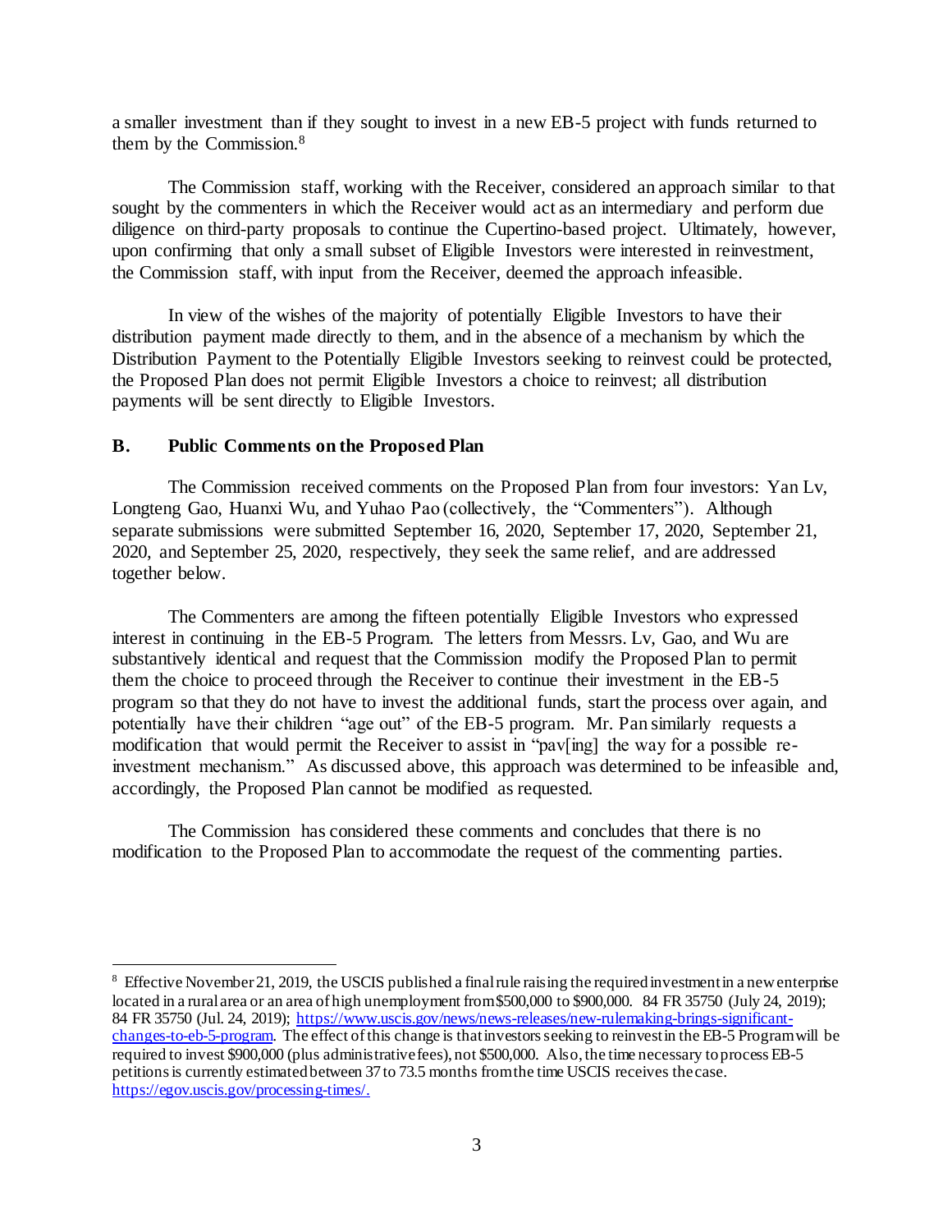a smaller investment than if they sought to invest in a new EB-5 project with funds returned to them by the Commission.[8]

The Commission staff, working with the Receiver, considered an approach similar to that sought by the commenters in which the Receiver would act as an intermediary and perform due diligence on third-party proposals to continue the Cupertino-based project. Ultimately, however, upon confirming that only a small subset of Eligible Investors were interested in reinvestment, the Commission staff, with input from the Receiver, deemed the approach infeasible.

In view of the wishes of the majority of potentially Eligible Investors to have their distribution payment made directly to them, and in the absence of a mechanism by which the Distribution Payment to the Potentially Eligible Investors seeking to reinvest could be protected, the Proposed Plan does not permit Eligible Investors a choice to reinvest; all distribution payments will be sent directly to Eligible Investors.

### B. Public Comments on the Proposed Plan

The Commission received comments on the Proposed Plan from four investors: Yan Lv, Longteng Gao, Huanxi Wu, and Yuhao Pao (collectively, the "Commenters"). Although separate submissions were submitted September 16, 2020, September 17, 2020, September 21, 2020, and September 25, 2020, respectively, they seek the same relief, and are addressed together below.

The Commenters are among the fifteen potentially Eligible Investors who expressed interest in continuing in the EB-5 Program. The letters from Messrs. Lv, Gao, and Wu are substantively identical and request that the Commission modify the Proposed Plan to permit them the choice to proceed through the Receiver to continue their investment in the EB-5 program so that they do not have to invest the additional funds, start the process over again, and potentially have their children "age out" of the EB-5 program. Mr. Pan similarly requests a modification that would permit the Receiver to assist in "pav[ing] the way for a possible re-investment mechanism." As discussed above, this approach was determined to be infeasible and, accordingly, the Proposed Plan cannot be modified as requested.

The Commission has considered these comments and concludes that there is no modification to the Proposed Plan to accommodate the request of the commenting parties.

---

[8] Effective November 21, 2019, the USCIS published a final rule raising the required investment in a new enterprise located in a rural area or an area of high unemployment from $500,000 to $900,000. 84 FR 35750 (July 24, 2019); 84 FR 35750 (Jul. 24, 2019); https://www.uscis.gov/news/news-releases/new-rulemaking-brings-significant-changes-to-eb-5-program. The effect of this change is that investors seeking to reinvest in the EB-5 Program will be required to invest $900,000 (plus administrative fees), not $500,000. Also, the time necessary to process EB-5 petitions is currently estimated between 37 to 73.5 months from the time USCIS receives the case. https://egov.uscis.gov/processing-times/.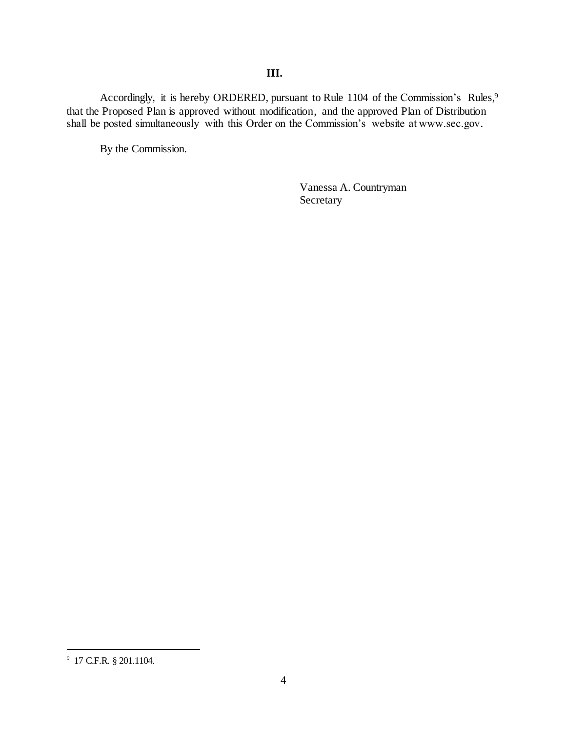## III.

Accordingly, it is hereby ORDERED, pursuant to Rule 1104 of the Commission's Rules,[9] that the Proposed Plan is approved without modification, and the approved Plan of Distribution shall be posted simultaneously with this Order on the Commission's website at www.sec.gov.

By the Commission.

Vanessa A. Countryman
Secretary

---

[9] 17 C.F.R. § 201.1104.